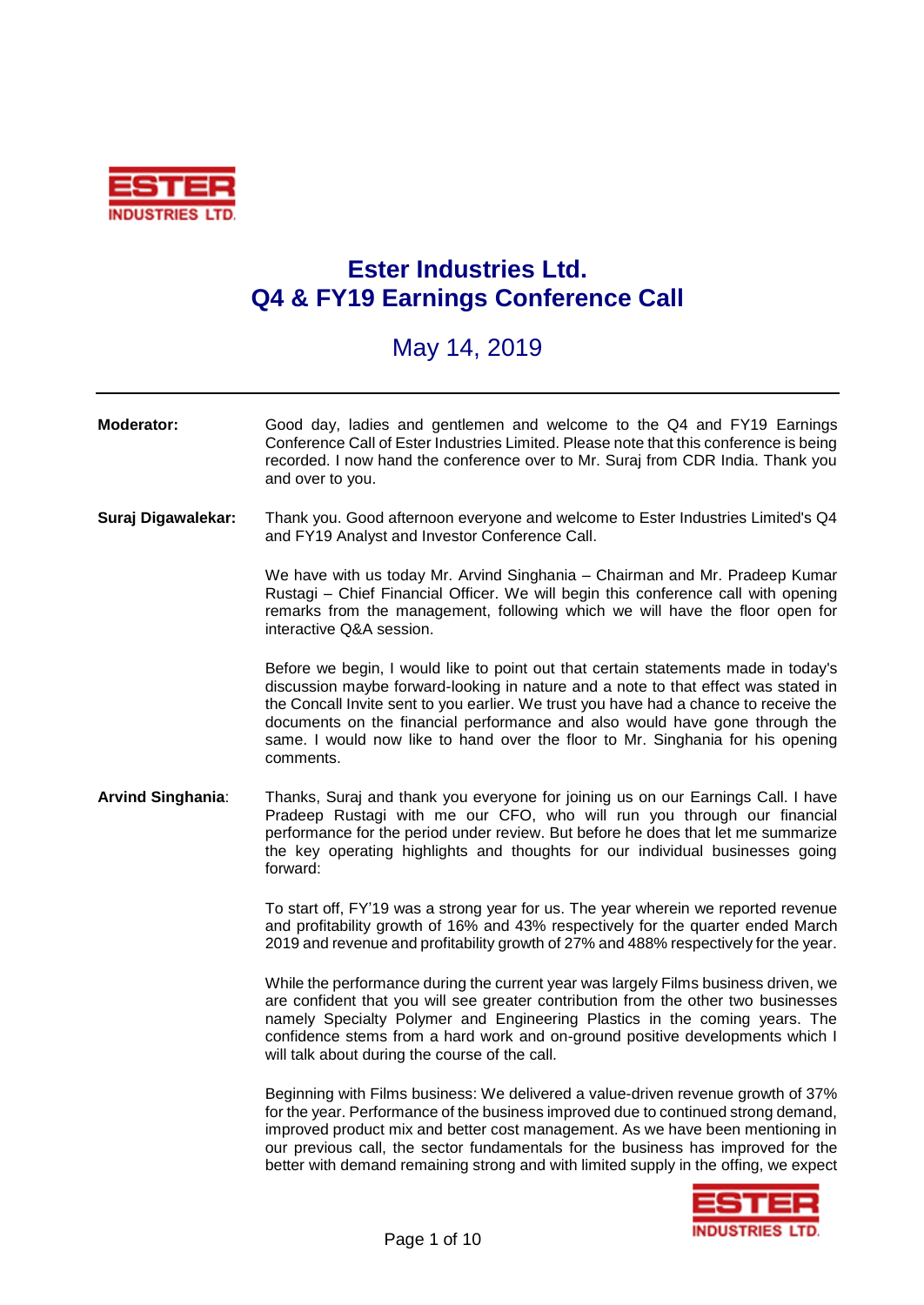# Ester Industries Ltd.
# Q4 & FY19 Earnings Conference Call

## May 14, 2019

---

**Moderator:** Good day, ladies and gentlemen and welcome to the Q4 and FY19 Earnings Conference Call of Ester Industries Limited. Please note that this conference is being recorded. I now hand the conference over to Mr. Suraj from CDR India. Thank you and over to you.

**Suraj Digawalekar:** Thank you. Good afternoon everyone and welcome to Ester Industries Limited's Q4 and FY19 Analyst and Investor Conference Call.

We have with us today Mr. Arvind Singhania – Chairman and Mr. Pradeep Kumar Rustagi – Chief Financial Officer. We will begin this conference call with opening remarks from the management, following which we will have the floor open for interactive Q&A session.

Before we begin, I would like to point out that certain statements made in today's discussion maybe forward-looking in nature and a note to that effect was stated in the Concall Invite sent to you earlier. We trust you have had a chance to receive the documents on the financial performance and also would have gone through the same. I would now like to hand over the floor to Mr. Singhania for his opening comments.

**Arvind Singhania**: Thanks, Suraj and thank you everyone for joining us on our Earnings Call. I have Pradeep Rustagi with me our CFO, who will run you through our financial performance for the period under review. But before he does that let me summarize the key operating highlights and thoughts for our individual businesses going forward:

To start off, FY'19 was a strong year for us. The year wherein we reported revenue and profitability growth of 16% and 43% respectively for the quarter ended March 2019 and revenue and profitability growth of 27% and 488% respectively for the year.

While the performance during the current year was largely Films business driven, we are confident that you will see greater contribution from the other two businesses namely Specialty Polymer and Engineering Plastics in the coming years. The confidence stems from a hard work and on-ground positive developments which I will talk about during the course of the call.

Beginning with Films business: We delivered a value-driven revenue growth of 37% for the year. Performance of the business improved due to continued strong demand, improved product mix and better cost management. As we have been mentioning in our previous call, the sector fundamentals for the business has improved for the better with demand remaining strong and with limited supply in the offing, we expect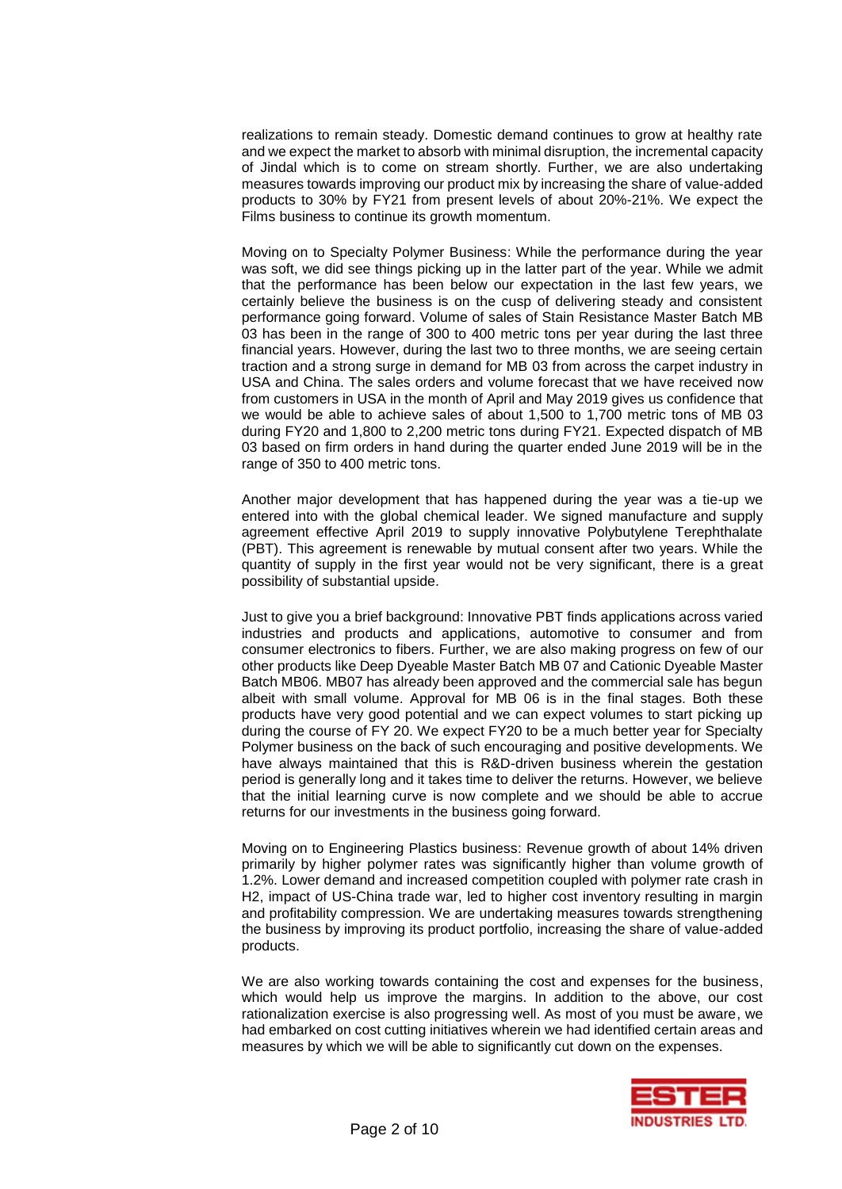realizations to remain steady. Domestic demand continues to grow at healthy rate and we expect the market to absorb with minimal disruption, the incremental capacity of Jindal which is to come on stream shortly. Further, we are also undertaking measures towards improving our product mix by increasing the share of value-added products to 30% by FY21 from present levels of about 20%-21%. We expect the Films business to continue its growth momentum.

Moving on to Specialty Polymer Business: While the performance during the year was soft, we did see things picking up in the latter part of the year. While we admit that the performance has been below our expectation in the last few years, we certainly believe the business is on the cusp of delivering steady and consistent performance going forward. Volume of sales of Stain Resistance Master Batch MB 03 has been in the range of 300 to 400 metric tons per year during the last three financial years. However, during the last two to three months, we are seeing certain traction and a strong surge in demand for MB 03 from across the carpet industry in USA and China. The sales orders and volume forecast that we have received now from customers in USA in the month of April and May 2019 gives us confidence that we would be able to achieve sales of about 1,500 to 1,700 metric tons of MB 03 during FY20 and 1,800 to 2,200 metric tons during FY21. Expected dispatch of MB 03 based on firm orders in hand during the quarter ended June 2019 will be in the range of 350 to 400 metric tons.

Another major development that has happened during the year was a tie-up we entered into with the global chemical leader. We signed manufacture and supply agreement effective April 2019 to supply innovative Polybutylene Terephthalate (PBT). This agreement is renewable by mutual consent after two years. While the quantity of supply in the first year would not be very significant, there is a great possibility of substantial upside.

Just to give you a brief background: Innovative PBT finds applications across varied industries and products and applications, automotive to consumer and from consumer electronics to fibers. Further, we are also making progress on few of our other products like Deep Dyeable Master Batch MB 07 and Cationic Dyeable Master Batch MB06. MB07 has already been approved and the commercial sale has begun albeit with small volume. Approval for MB 06 is in the final stages. Both these products have very good potential and we can expect volumes to start picking up during the course of FY 20. We expect FY20 to be a much better year for Specialty Polymer business on the back of such encouraging and positive developments. We have always maintained that this is R&D-driven business wherein the gestation period is generally long and it takes time to deliver the returns. However, we believe that the initial learning curve is now complete and we should be able to accrue returns for our investments in the business going forward.

Moving on to Engineering Plastics business: Revenue growth of about 14% driven primarily by higher polymer rates was significantly higher than volume growth of 1.2%. Lower demand and increased competition coupled with polymer rate crash in H2, impact of US-China trade war, led to higher cost inventory resulting in margin and profitability compression. We are undertaking measures towards strengthening the business by improving its product portfolio, increasing the share of value-added products.

We are also working towards containing the cost and expenses for the business, which would help us improve the margins. In addition to the above, our cost rationalization exercise is also progressing well. As most of you must be aware, we had embarked on cost cutting initiatives wherein we had identified certain areas and measures by which we will be able to significantly cut down on the expenses.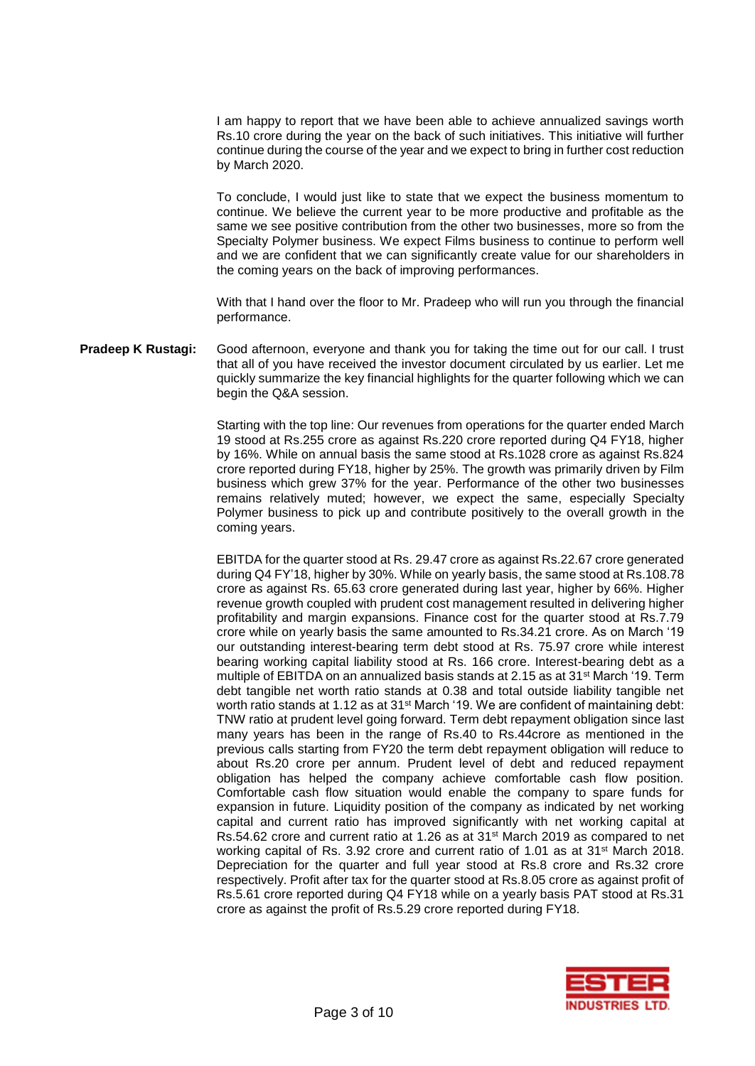I am happy to report that we have been able to achieve annualized savings worth Rs.10 crore during the year on the back of such initiatives. This initiative will further continue during the course of the year and we expect to bring in further cost reduction by March 2020.

To conclude, I would just like to state that we expect the business momentum to continue. We believe the current year to be more productive and profitable as the same we see positive contribution from the other two businesses, more so from the Specialty Polymer business. We expect Films business to continue to perform well and we are confident that we can significantly create value for our shareholders in the coming years on the back of improving performances.

With that I hand over the floor to Mr. Pradeep who will run you through the financial performance.

**Pradeep K Rustagi:** Good afternoon, everyone and thank you for taking the time out for our call. I trust that all of you have received the investor document circulated by us earlier. Let me quickly summarize the key financial highlights for the quarter following which we can begin the Q&A session.

Starting with the top line: Our revenues from operations for the quarter ended March 19 stood at Rs.255 crore as against Rs.220 crore reported during Q4 FY18, higher by 16%. While on annual basis the same stood at Rs.1028 crore as against Rs.824 crore reported during FY18, higher by 25%. The growth was primarily driven by Film business which grew 37% for the year. Performance of the other two businesses remains relatively muted; however, we expect the same, especially Specialty Polymer business to pick up and contribute positively to the overall growth in the coming years.

EBITDA for the quarter stood at Rs. 29.47 crore as against Rs.22.67 crore generated during Q4 FY'18, higher by 30%. While on yearly basis, the same stood at Rs.108.78 crore as against Rs. 65.63 crore generated during last year, higher by 66%. Higher revenue growth coupled with prudent cost management resulted in delivering higher profitability and margin expansions. Finance cost for the quarter stood at Rs.7.79 crore while on yearly basis the same amounted to Rs.34.21 crore. As on March '19 our outstanding interest-bearing term debt stood at Rs. 75.97 crore while interest bearing working capital liability stood at Rs. 166 crore. Interest-bearing debt as a multiple of EBITDA on an annualized basis stands at 2.15 as at 31st March '19. Term debt tangible net worth ratio stands at 0.38 and total outside liability tangible net worth ratio stands at 1.12 as at 31st March '19. We are confident of maintaining debt: TNW ratio at prudent level going forward. Term debt repayment obligation since last many years has been in the range of Rs.40 to Rs.44crore as mentioned in the previous calls starting from FY20 the term debt repayment obligation will reduce to about Rs.20 crore per annum. Prudent level of debt and reduced repayment obligation has helped the company achieve comfortable cash flow position. Comfortable cash flow situation would enable the company to spare funds for expansion in future. Liquidity position of the company as indicated by net working capital and current ratio has improved significantly with net working capital at Rs.54.62 crore and current ratio at 1.26 as at 31st March 2019 as compared to net working capital of Rs. 3.92 crore and current ratio of 1.01 as at 31st March 2018. Depreciation for the quarter and full year stood at Rs.8 crore and Rs.32 crore respectively. Profit after tax for the quarter stood at Rs.8.05 crore as against profit of Rs.5.61 crore reported during Q4 FY18 while on a yearly basis PAT stood at Rs.31 crore as against the profit of Rs.5.29 crore reported during FY18.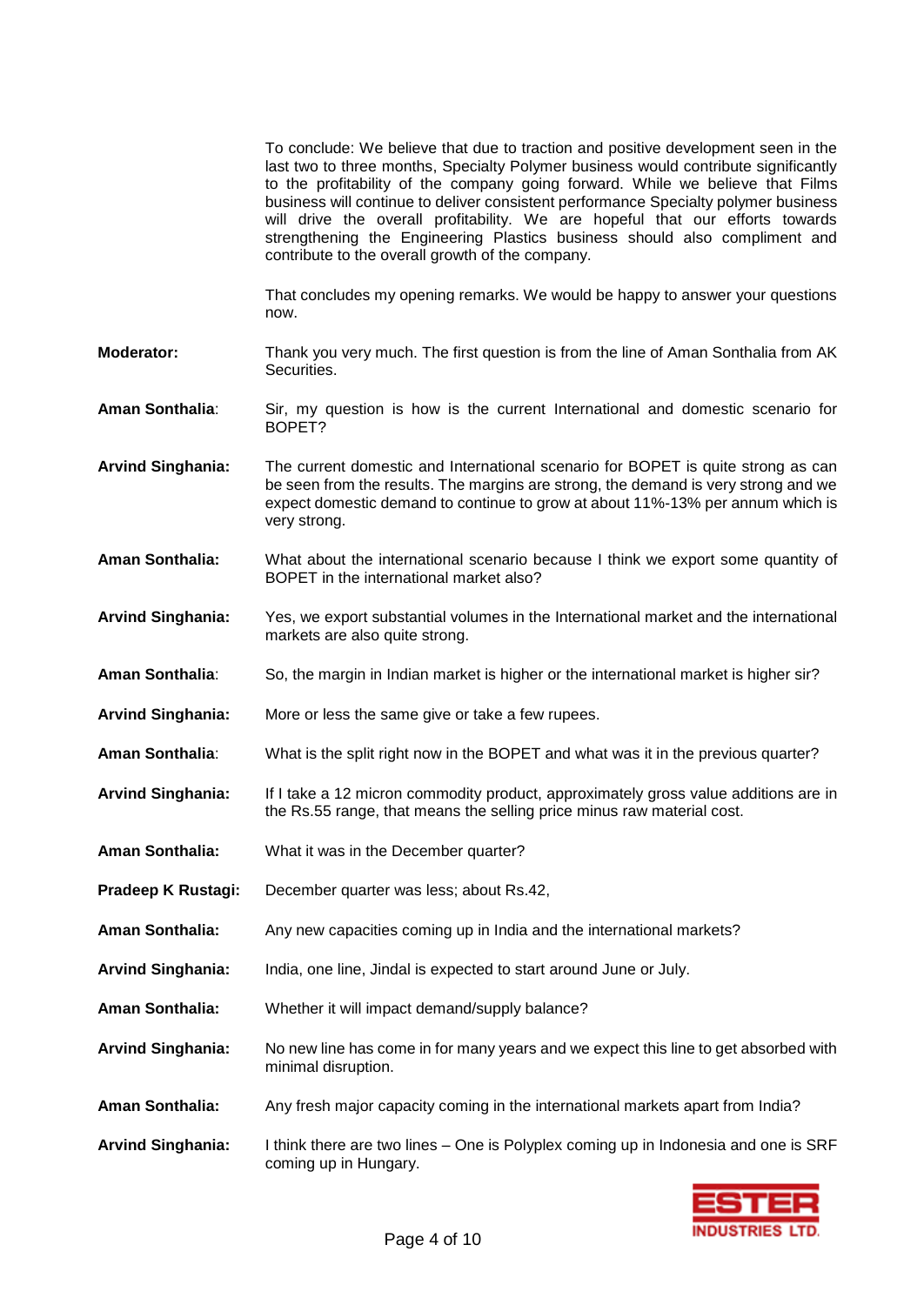To conclude: We believe that due to traction and positive development seen in the last two to three months, Specialty Polymer business would contribute significantly to the profitability of the company going forward. While we believe that Films business will continue to deliver consistent performance Specialty polymer business will drive the overall profitability. We are hopeful that our efforts towards strengthening the Engineering Plastics business should also compliment and contribute to the overall growth of the company.

That concludes my opening remarks. We would be happy to answer your questions now.

**Moderator:** Thank you very much. The first question is from the line of Aman Sonthalia from AK Securities.

**Aman Sonthalia**: Sir, my question is how is the current International and domestic scenario for BOPET?

**Arvind Singhania:** The current domestic and International scenario for BOPET is quite strong as can be seen from the results. The margins are strong, the demand is very strong and we expect domestic demand to continue to grow at about 11%-13% per annum which is very strong.

**Aman Sonthalia:** What about the international scenario because I think we export some quantity of BOPET in the international market also?

**Arvind Singhania:** Yes, we export substantial volumes in the International market and the international markets are also quite strong.

**Aman Sonthalia**: So, the margin in Indian market is higher or the international market is higher sir?

**Arvind Singhania:** More or less the same give or take a few rupees.

**Aman Sonthalia**: What is the split right now in the BOPET and what was it in the previous quarter?

**Arvind Singhania:** If I take a 12 micron commodity product, approximately gross value additions are in the Rs.55 range, that means the selling price minus raw material cost.

**Aman Sonthalia:** What it was in the December quarter?

**Pradeep K Rustagi:** December quarter was less; about Rs.42,

**Aman Sonthalia:** Any new capacities coming up in India and the international markets?

**Arvind Singhania:** India, one line, Jindal is expected to start around June or July.

**Aman Sonthalia:** Whether it will impact demand/supply balance?

**Arvind Singhania:** No new line has come in for many years and we expect this line to get absorbed with minimal disruption.

**Aman Sonthalia:** Any fresh major capacity coming in the international markets apart from India?

**Arvind Singhania:** I think there are two lines – One is Polyplex coming up in Indonesia and one is SRF coming up in Hungary.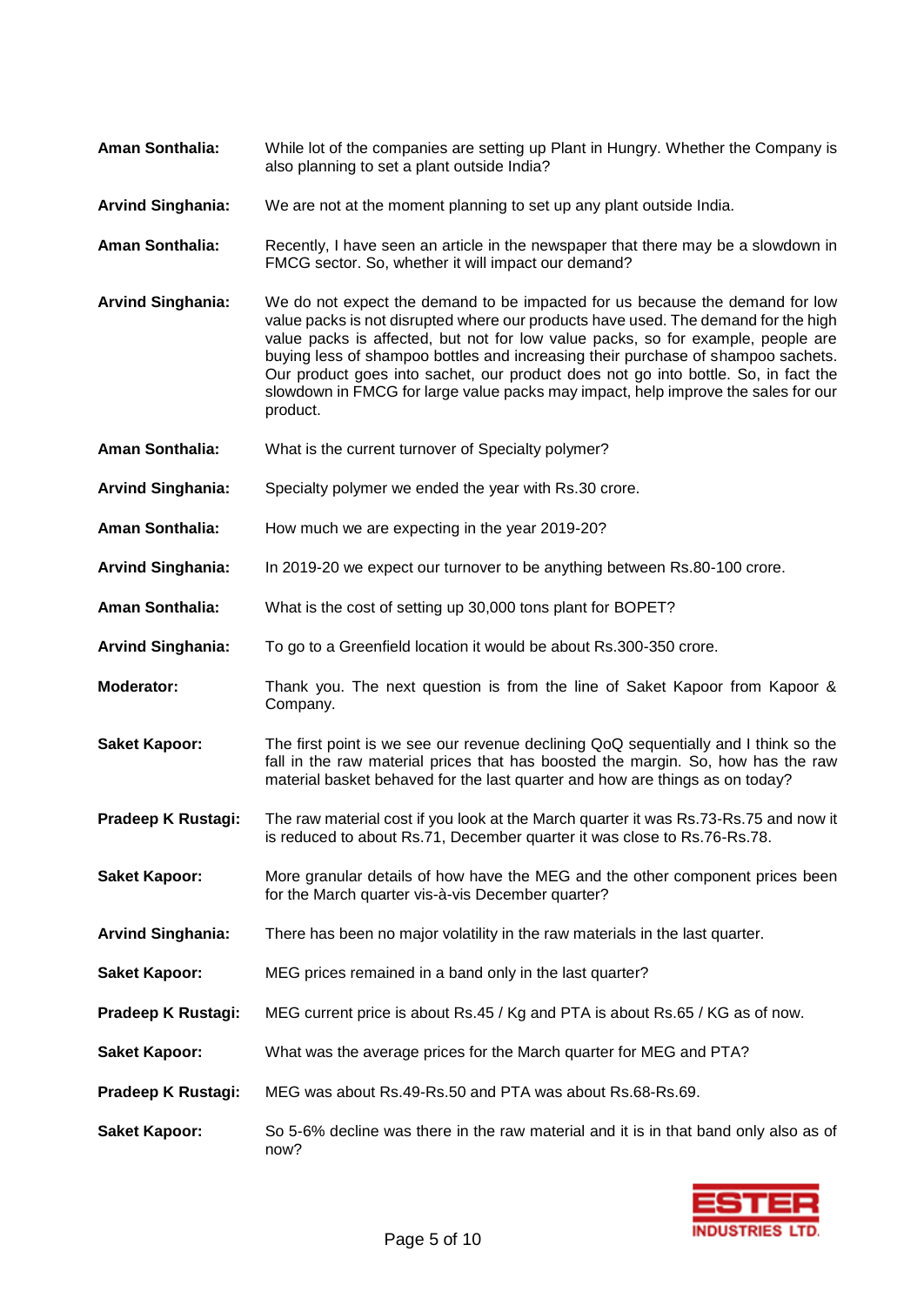**Aman Sonthalia:** While lot of the companies are setting up Plant in Hungry. Whether the Company is also planning to set a plant outside India?

**Arvind Singhania:** We are not at the moment planning to set up any plant outside India.

**Aman Sonthalia:** Recently, I have seen an article in the newspaper that there may be a slowdown in FMCG sector. So, whether it will impact our demand?

**Arvind Singhania:** We do not expect the demand to be impacted for us because the demand for low value packs is not disrupted where our products have used. The demand for the high value packs is affected, but not for low value packs, so for example, people are buying less of shampoo bottles and increasing their purchase of shampoo sachets. Our product goes into sachet, our product does not go into bottle. So, in fact the slowdown in FMCG for large value packs may impact, help improve the sales for our product.

**Aman Sonthalia:** What is the current turnover of Specialty polymer?

**Arvind Singhania:** Specialty polymer we ended the year with Rs.30 crore.

**Aman Sonthalia:** How much we are expecting in the year 2019-20?

**Arvind Singhania:** In 2019-20 we expect our turnover to be anything between Rs.80-100 crore.

**Aman Sonthalia:** What is the cost of setting up 30,000 tons plant for BOPET?

**Arvind Singhania:** To go to a Greenfield location it would be about Rs.300-350 crore.

**Moderator:** Thank you. The next question is from the line of Saket Kapoor from Kapoor & Company.

**Saket Kapoor:** The first point is we see our revenue declining QoQ sequentially and I think so the fall in the raw material prices that has boosted the margin. So, how has the raw material basket behaved for the last quarter and how are things as on today?

**Pradeep K Rustagi:** The raw material cost if you look at the March quarter it was Rs.73-Rs.75 and now it is reduced to about Rs.71, December quarter it was close to Rs.76-Rs.78.

**Saket Kapoor:** More granular details of how have the MEG and the other component prices been for the March quarter vis-à-vis December quarter?

**Arvind Singhania:** There has been no major volatility in the raw materials in the last quarter.

**Saket Kapoor:** MEG prices remained in a band only in the last quarter?

**Pradeep K Rustagi:** MEG current price is about Rs.45 / Kg and PTA is about Rs.65 / KG as of now.

**Saket Kapoor:** What was the average prices for the March quarter for MEG and PTA?

**Pradeep K Rustagi:** MEG was about Rs.49-Rs.50 and PTA was about Rs.68-Rs.69.

**Saket Kapoor:** So 5-6% decline was there in the raw material and it is in that band only also as of now?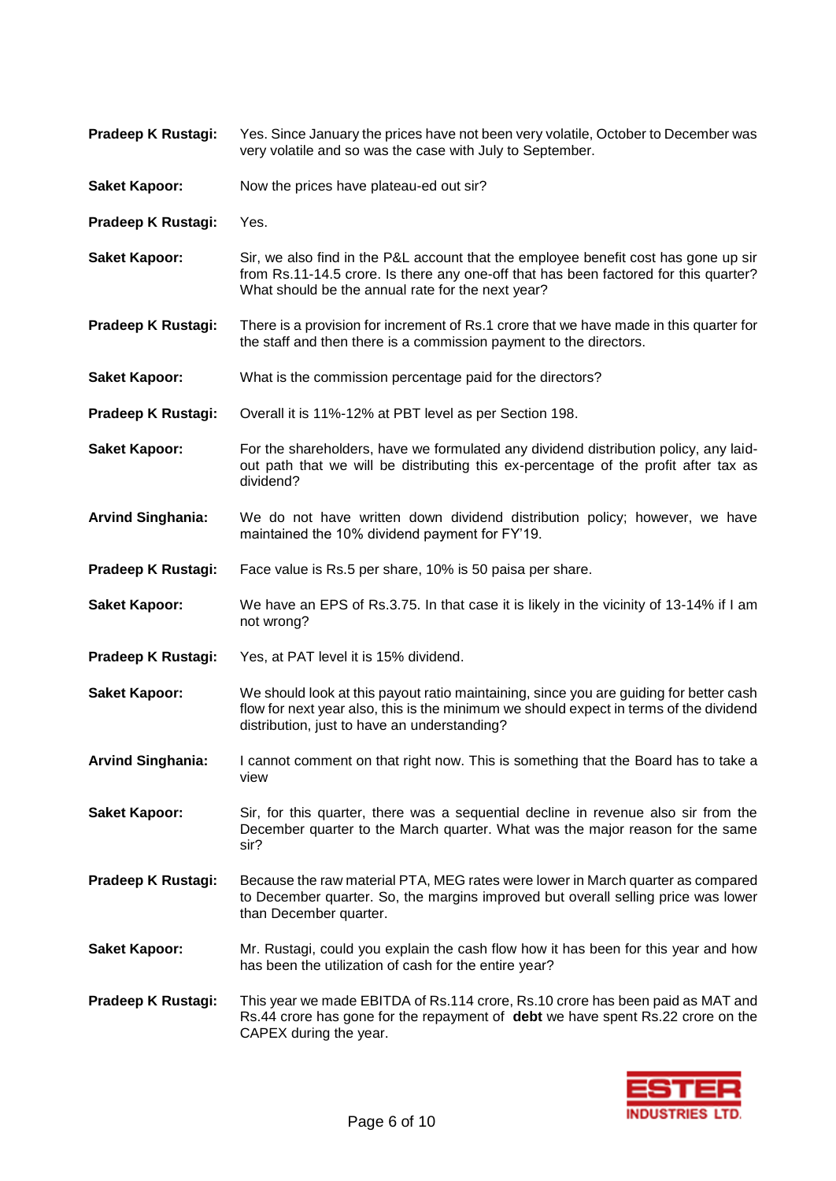**Pradeep K Rustagi:** Yes. Since January the prices have not been very volatile, October to December was very volatile and so was the case with July to September.

**Saket Kapoor:** Now the prices have plateau-ed out sir?

**Pradeep K Rustagi:** Yes.

**Saket Kapoor:** Sir, we also find in the P&L account that the employee benefit cost has gone up sir from Rs.11-14.5 crore. Is there any one-off that has been factored for this quarter? What should be the annual rate for the next year?

**Pradeep K Rustagi:** There is a provision for increment of Rs.1 crore that we have made in this quarter for the staff and then there is a commission payment to the directors.

**Saket Kapoor:** What is the commission percentage paid for the directors?

**Pradeep K Rustagi:** Overall it is 11%-12% at PBT level as per Section 198.

**Saket Kapoor:** For the shareholders, have we formulated any dividend distribution policy, any laid-out path that we will be distributing this ex-percentage of the profit after tax as dividend?

**Arvind Singhania:** We do not have written down dividend distribution policy; however, we have maintained the 10% dividend payment for FY'19.

**Pradeep K Rustagi:** Face value is Rs.5 per share, 10% is 50 paisa per share.

**Saket Kapoor:** We have an EPS of Rs.3.75. In that case it is likely in the vicinity of 13-14% if I am not wrong?

**Pradeep K Rustagi:** Yes, at PAT level it is 15% dividend.

**Saket Kapoor:** We should look at this payout ratio maintaining, since you are guiding for better cash flow for next year also, this is the minimum we should expect in terms of the dividend distribution, just to have an understanding?

**Arvind Singhania:** I cannot comment on that right now. This is something that the Board has to take a view

**Saket Kapoor:** Sir, for this quarter, there was a sequential decline in revenue also sir from the December quarter to the March quarter. What was the major reason for the same sir?

**Pradeep K Rustagi:** Because the raw material PTA, MEG rates were lower in March quarter as compared to December quarter. So, the margins improved but overall selling price was lower than December quarter.

**Saket Kapoor:** Mr. Rustagi, could you explain the cash flow how it has been for this year and how has been the utilization of cash for the entire year?

**Pradeep K Rustagi:** This year we made EBITDA of Rs.114 crore, Rs.10 crore has been paid as MAT and Rs.44 crore has gone for the repayment of **debt** we have spent Rs.22 crore on the CAPEX during the year.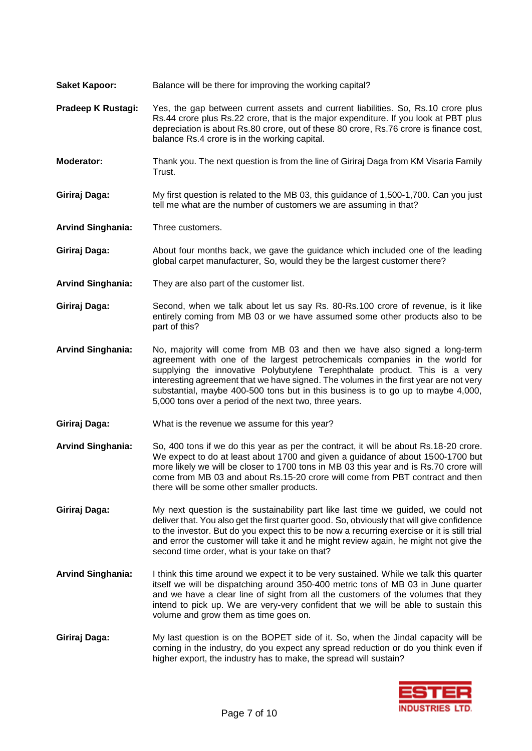**Saket Kapoor:** Balance will be there for improving the working capital?

**Pradeep K Rustagi:** Yes, the gap between current assets and current liabilities. So, Rs.10 crore plus Rs.44 crore plus Rs.22 crore, that is the major expenditure. If you look at PBT plus depreciation is about Rs.80 crore, out of these 80 crore, Rs.76 crore is finance cost, balance Rs.4 crore is in the working capital.

**Moderator:** Thank you. The next question is from the line of Giriraj Daga from KM Visaria Family Trust.

**Giriraj Daga:** My first question is related to the MB 03, this guidance of 1,500-1,700. Can you just tell me what are the number of customers we are assuming in that?

**Arvind Singhania:** Three customers.

**Giriraj Daga:** About four months back, we gave the guidance which included one of the leading global carpet manufacturer, So, would they be the largest customer there?

**Arvind Singhania:** They are also part of the customer list.

**Giriraj Daga:** Second, when we talk about let us say Rs. 80-Rs.100 crore of revenue, is it like entirely coming from MB 03 or we have assumed some other products also to be part of this?

**Arvind Singhania:** No, majority will come from MB 03 and then we have also signed a long-term agreement with one of the largest petrochemicals companies in the world for supplying the innovative Polybutylene Terephthalate product. This is a very interesting agreement that we have signed. The volumes in the first year are not very substantial, maybe 400-500 tons but in this business is to go up to maybe 4,000, 5,000 tons over a period of the next two, three years.

**Giriraj Daga:** What is the revenue we assume for this year?

**Arvind Singhania:** So, 400 tons if we do this year as per the contract, it will be about Rs.18-20 crore. We expect to do at least about 1700 and given a guidance of about 1500-1700 but more likely we will be closer to 1700 tons in MB 03 this year and is Rs.70 crore will come from MB 03 and about Rs.15-20 crore will come from PBT contract and then there will be some other smaller products.

**Giriraj Daga:** My next question is the sustainability part like last time we guided, we could not deliver that. You also get the first quarter good. So, obviously that will give confidence to the investor. But do you expect this to be now a recurring exercise or it is still trial and error the customer will take it and he might review again, he might not give the second time order, what is your take on that?

**Arvind Singhania:** I think this time around we expect it to be very sustained. While we talk this quarter itself we will be dispatching around 350-400 metric tons of MB 03 in June quarter and we have a clear line of sight from all the customers of the volumes that they intend to pick up. We are very-very confident that we will be able to sustain this volume and grow them as time goes on.

**Giriraj Daga:** My last question is on the BOPET side of it. So, when the Jindal capacity will be coming in the industry, do you expect any spread reduction or do you think even if higher export, the industry has to make, the spread will sustain?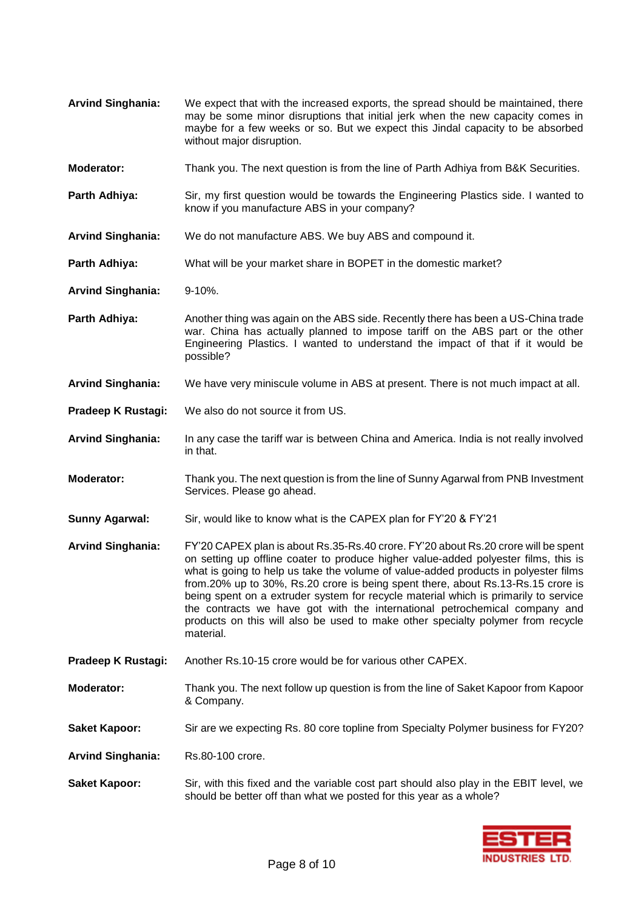**Arvind Singhania:** We expect that with the increased exports, the spread should be maintained, there may be some minor disruptions that initial jerk when the new capacity comes in maybe for a few weeks or so. But we expect this Jindal capacity to be absorbed without major disruption.

**Moderator:** Thank you. The next question is from the line of Parth Adhiya from B&K Securities.

**Parth Adhiya:** Sir, my first question would be towards the Engineering Plastics side. I wanted to know if you manufacture ABS in your company?

**Arvind Singhania:** We do not manufacture ABS. We buy ABS and compound it.

**Parth Adhiya:** What will be your market share in BOPET in the domestic market?

**Arvind Singhania:** 9-10%.

**Parth Adhiya:** Another thing was again on the ABS side. Recently there has been a US-China trade war. China has actually planned to impose tariff on the ABS part or the other Engineering Plastics. I wanted to understand the impact of that if it would be possible?

**Arvind Singhania:** We have very miniscule volume in ABS at present. There is not much impact at all.

**Pradeep K Rustagi:** We also do not source it from US.

**Arvind Singhania:** In any case the tariff war is between China and America. India is not really involved in that.

**Moderator:** Thank you. The next question is from the line of Sunny Agarwal from PNB Investment Services. Please go ahead.

**Sunny Agarwal:** Sir, would like to know what is the CAPEX plan for FY'20 & FY'21

**Arvind Singhania:** FY'20 CAPEX plan is about Rs.35-Rs.40 crore. FY'20 about Rs.20 crore will be spent on setting up offline coater to produce higher value-added polyester films, this is what is going to help us take the volume of value-added products in polyester films from.20% up to 30%, Rs.20 crore is being spent there, about Rs.13-Rs.15 crore is being spent on a extruder system for recycle material which is primarily to service the contracts we have got with the international petrochemical company and products on this will also be used to make other specialty polymer from recycle material.

**Pradeep K Rustagi:** Another Rs.10-15 crore would be for various other CAPEX.

**Moderator:** Thank you. The next follow up question is from the line of Saket Kapoor from Kapoor & Company.

**Saket Kapoor:** Sir are we expecting Rs. 80 core topline from Specialty Polymer business for FY20?

**Arvind Singhania:** Rs.80-100 crore.

**Saket Kapoor:** Sir, with this fixed and the variable cost part should also play in the EBIT level, we should be better off than what we posted for this year as a whole?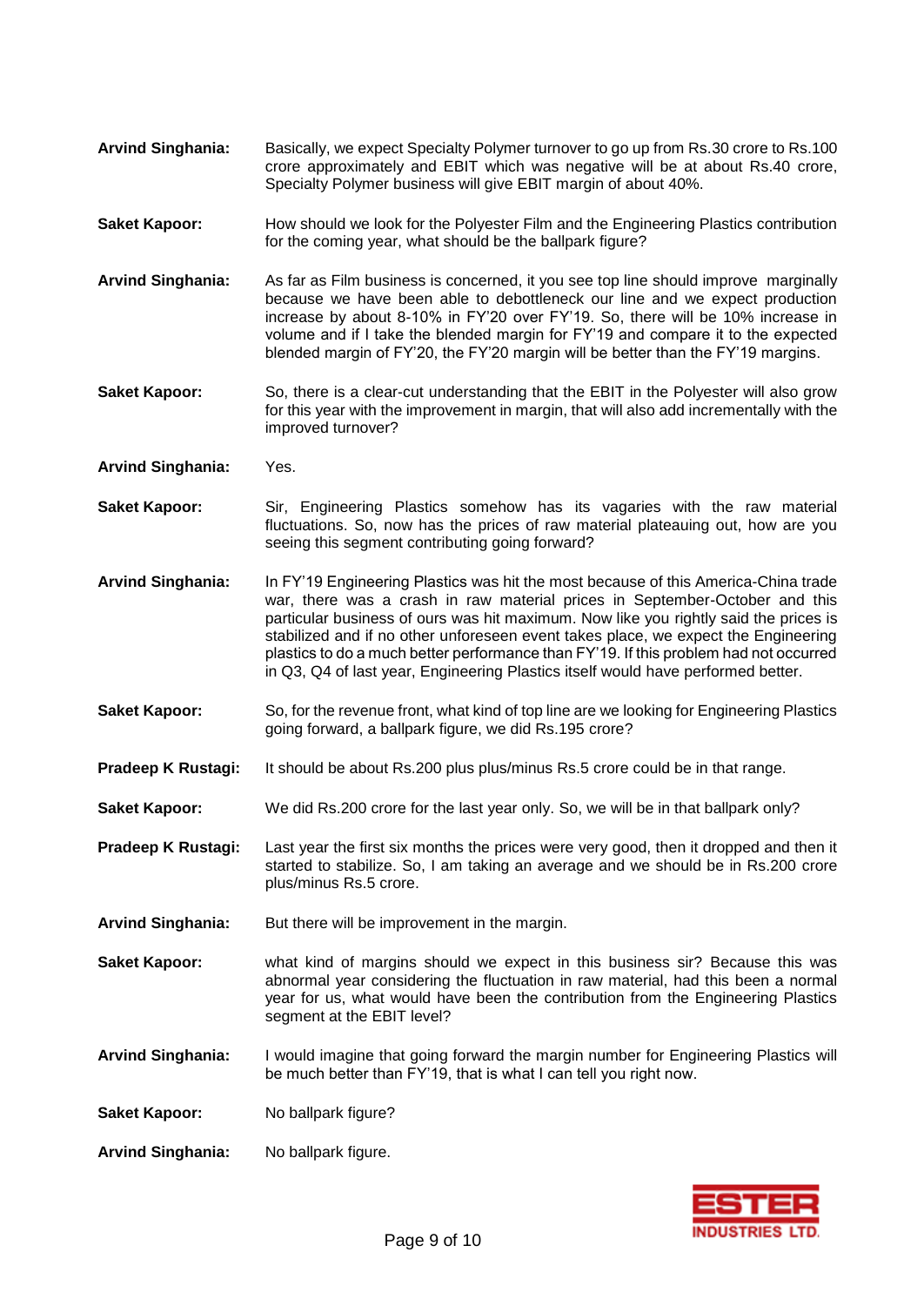**Arvind Singhania:** Basically, we expect Specialty Polymer turnover to go up from Rs.30 crore to Rs.100 crore approximately and EBIT which was negative will be at about Rs.40 crore, Specialty Polymer business will give EBIT margin of about 40%.

**Saket Kapoor:** How should we look for the Polyester Film and the Engineering Plastics contribution for the coming year, what should be the ballpark figure?

**Arvind Singhania:** As far as Film business is concerned, it you see top line should improve marginally because we have been able to debottleneck our line and we expect production increase by about 8-10% in FY'20 over FY'19. So, there will be 10% increase in volume and if I take the blended margin for FY'19 and compare it to the expected blended margin of FY'20, the FY'20 margin will be better than the FY'19 margins.

**Saket Kapoor:** So, there is a clear-cut understanding that the EBIT in the Polyester will also grow for this year with the improvement in margin, that will also add incrementally with the improved turnover?

**Arvind Singhania:** Yes.

**Saket Kapoor:** Sir, Engineering Plastics somehow has its vagaries with the raw material fluctuations. So, now has the prices of raw material plateauing out, how are you seeing this segment contributing going forward?

**Arvind Singhania:** In FY'19 Engineering Plastics was hit the most because of this America-China trade war, there was a crash in raw material prices in September-October and this particular business of ours was hit maximum. Now like you rightly said the prices is stabilized and if no other unforeseen event takes place, we expect the Engineering plastics to do a much better performance than FY'19. If this problem had not occurred in Q3, Q4 of last year, Engineering Plastics itself would have performed better.

**Saket Kapoor:** So, for the revenue front, what kind of top line are we looking for Engineering Plastics going forward, a ballpark figure, we did Rs.195 crore?

**Pradeep K Rustagi:** It should be about Rs.200 plus plus/minus Rs.5 crore could be in that range.

**Saket Kapoor:** We did Rs.200 crore for the last year only. So, we will be in that ballpark only?

**Pradeep K Rustagi:** Last year the first six months the prices were very good, then it dropped and then it started to stabilize. So, I am taking an average and we should be in Rs.200 crore plus/minus Rs.5 crore.

**Arvind Singhania:** But there will be improvement in the margin.

**Saket Kapoor:** what kind of margins should we expect in this business sir? Because this was abnormal year considering the fluctuation in raw material, had this been a normal year for us, what would have been the contribution from the Engineering Plastics segment at the EBIT level?

**Arvind Singhania:** I would imagine that going forward the margin number for Engineering Plastics will be much better than FY'19, that is what I can tell you right now.

**Saket Kapoor:** No ballpark figure?

**Arvind Singhania:** No ballpark figure.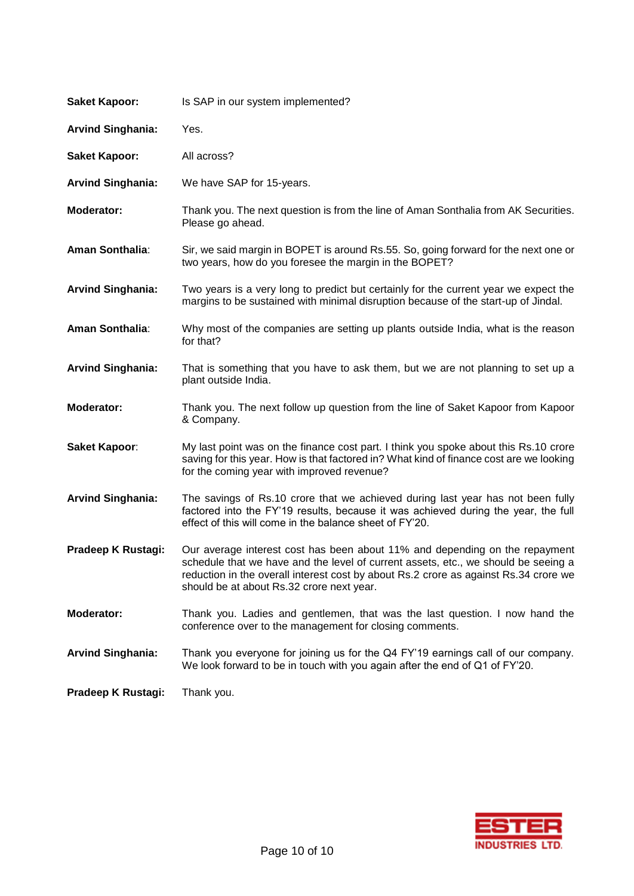**Saket Kapoor:** Is SAP in our system implemented?

**Arvind Singhania:** Yes.

**Saket Kapoor:** All across?

**Arvind Singhania:** We have SAP for 15-years.

**Moderator:** Thank you. The next question is from the line of Aman Sonthalia from AK Securities. Please go ahead.

**Aman Sonthalia**: Sir, we said margin in BOPET is around Rs.55. So, going forward for the next one or two years, how do you foresee the margin in the BOPET?

**Arvind Singhania:** Two years is a very long to predict but certainly for the current year we expect the margins to be sustained with minimal disruption because of the start-up of Jindal.

**Aman Sonthalia**: Why most of the companies are setting up plants outside India, what is the reason for that?

**Arvind Singhania:** That is something that you have to ask them, but we are not planning to set up a plant outside India.

**Moderator:** Thank you. The next follow up question from the line of Saket Kapoor from Kapoor & Company.

**Saket Kapoor**: My last point was on the finance cost part. I think you spoke about this Rs.10 crore saving for this year. How is that factored in? What kind of finance cost are we looking for the coming year with improved revenue?

**Arvind Singhania:** The savings of Rs.10 crore that we achieved during last year has not been fully factored into the FY'19 results, because it was achieved during the year, the full effect of this will come in the balance sheet of FY'20.

**Pradeep K Rustagi:** Our average interest cost has been about 11% and depending on the repayment schedule that we have and the level of current assets, etc., we should be seeing a reduction in the overall interest cost by about Rs.2 crore as against Rs.34 crore we should be at about Rs.32 crore next year.

**Moderator:** Thank you. Ladies and gentlemen, that was the last question. I now hand the conference over to the management for closing comments.

**Arvind Singhania:** Thank you everyone for joining us for the Q4 FY'19 earnings call of our company. We look forward to be in touch with you again after the end of Q1 of FY'20.

**Pradeep K Rustagi:** Thank you.